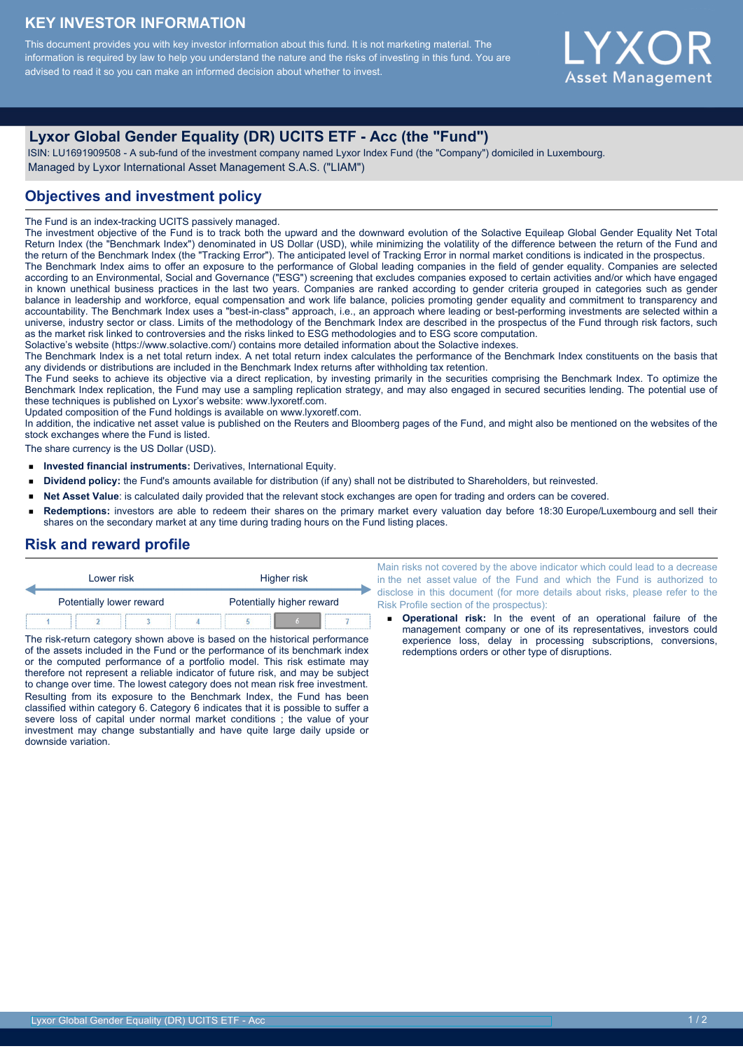# KEY INVESTOR INFORMATION

This document provides you with key investor information about this fund. It is not marketing material. The information is required by law to help you understand the nature and the risks of investing in this fund. You are advised to read it so you can make an informed decision about whether to invest.

LYXOR Asset Management

## Lyxor Global Gender Equality (DR) UCITS ETF - Acc (the "Fund")

ISIN: LU1691909508 - A sub-fund of the investment company named Lyxor Index Fund (the "Company") domiciled in Luxembourg.
Managed by Lyxor International Asset Management S.A.S. ("LIAM")

## Objectives and investment policy

The Fund is an index-tracking UCITS passively managed.
The investment objective of the Fund is to track both the upward and the downward evolution of the Solactive Equileap Global Gender Equality Net Total Return Index (the "Benchmark Index") denominated in US Dollar (USD), while minimizing the volatility of the difference between the return of the Fund and the return of the Benchmark Index (the "Tracking Error"). The anticipated level of Tracking Error in normal market conditions is indicated in the prospectus.
The Benchmark Index aims to offer an exposure to the performance of Global leading companies in the field of gender equality. Companies are selected according to an Environmental, Social and Governance ("ESG") screening that excludes companies exposed to certain activities and/or which have engaged in known unethical business practices in the last two years. Companies are ranked according to gender criteria grouped in categories such as gender balance in leadership and workforce, equal compensation and work life balance, policies promoting gender equality and commitment to transparency and accountability. The Benchmark Index uses a "best-in-class" approach, i.e., an approach where leading or best-performing investments are selected within a universe, industry sector or class. Limits of the methodology of the Benchmark Index are described in the prospectus of the Fund through risk factors, such as the market risk linked to controversies and the risks linked to ESG methodologies and to ESG score computation.
Solactive's website (https://www.solactive.com/) contains more detailed information about the Solactive indexes.
The Benchmark Index is a net total return index. A net total return index calculates the performance of the Benchmark Index constituents on the basis that any dividends or distributions are included in the Benchmark Index returns after withholding tax retention.
The Fund seeks to achieve its objective via a direct replication, by investing primarily in the securities comprising the Benchmark Index. To optimize the Benchmark Index replication, the Fund may use a sampling replication strategy, and may also engaged in secured securities lending. The potential use of these techniques is published on Lyxor's website: www.lyxoretf.com.
Updated composition of the Fund holdings is available on www.lyxoretf.com.
In addition, the indicative net asset value is published on the Reuters and Bloomberg pages of the Fund, and might also be mentioned on the websites of the stock exchanges where the Fund is listed.
The share currency is the US Dollar (USD).

- **Invested financial instruments:** Derivatives, International Equity.
- **Dividend policy:** the Fund's amounts available for distribution (if any) shall not be distributed to Shareholders, but reinvested.
- **Net Asset Value**: is calculated daily provided that the relevant stock exchanges are open for trading and orders can be covered.
- **Redemptions:** investors are able to redeem their shares on the primary market every valuation day before 18:30 Europe/Luxembourg and sell their shares on the secondary market at any time during trading hours on the Fund listing places.

## Risk and reward profile

| Lower risk | | | | | | Higher risk |
|---|---|---|---|---|---|---|
| Potentially lower reward | | | | | | Potentially higher reward |
| 1 | 2 | 3 | 4 | 5 | **6** | 7 |

The risk-return category shown above is based on the historical performance of the assets included in the Fund or the performance of its benchmark index or the computed performance of a portfolio model. This risk estimate may therefore not represent a reliable indicator of future risk, and may be subject to change over time. The lowest category does not mean risk free investment.
Resulting from its exposure to the Benchmark Index, the Fund has been classified within category 6. Category 6 indicates that it is possible to suffer a severe loss of capital under normal market conditions ; the value of your investment may change substantially and have quite large daily upside or downside variation.

Main risks not covered by the above indicator which could lead to a decrease in the net asset value of the Fund and which the Fund is authorized to disclose in this document (for more details about risks, please refer to the Risk Profile section of the prospectus):

- **Operational risk:** In the event of an operational failure of the management company or one of its representatives, investors could experience loss, delay in processing subscriptions, conversions, redemptions orders or other type of disruptions.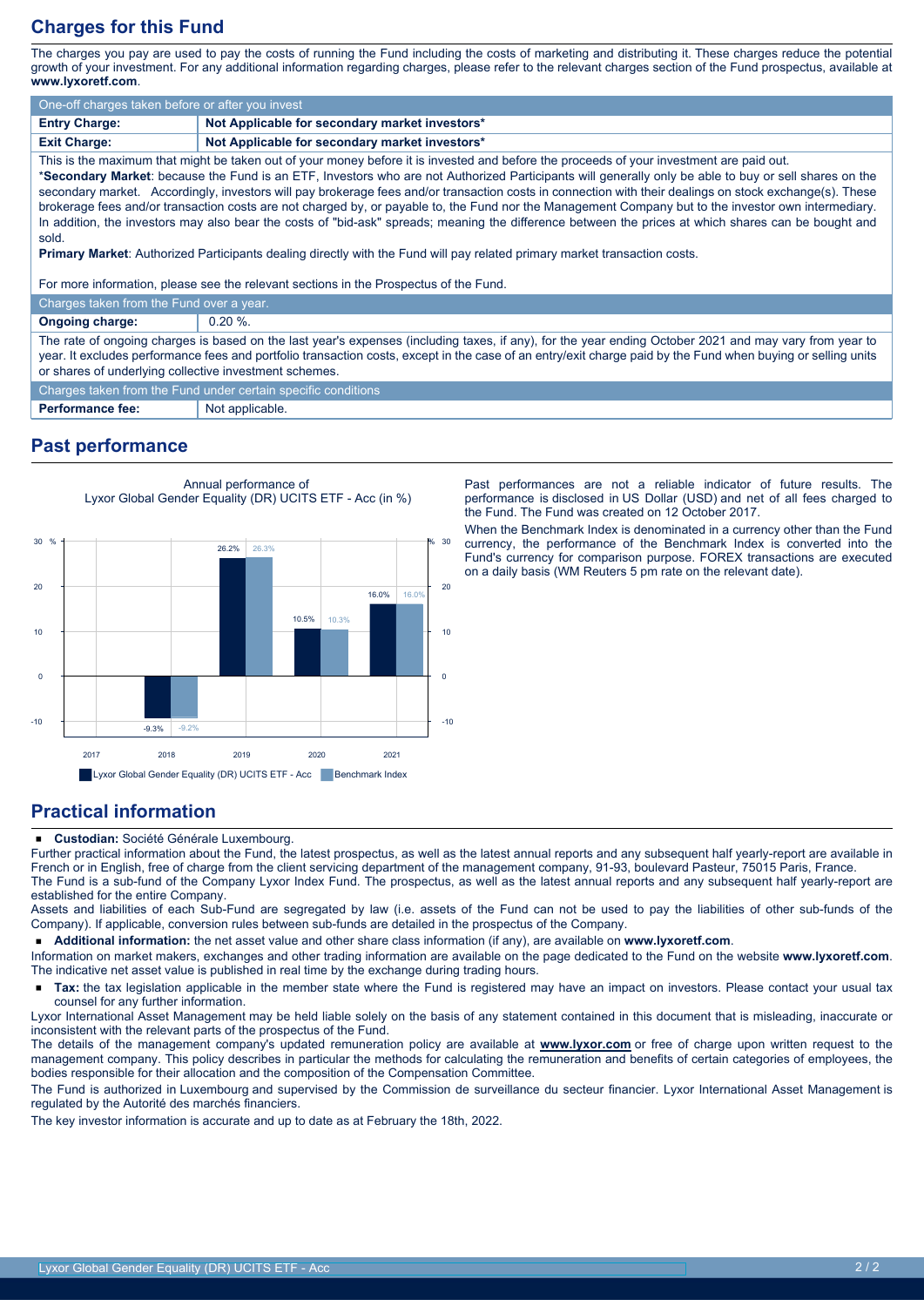## Charges for this Fund

The charges you pay are used to pay the costs of running the Fund including the costs of marketing and distributing it. These charges reduce the potential growth of your investment. For any additional information regarding charges, please refer to the relevant charges section of the Fund prospectus, available at **www.lyxoretf.com**.

| One-off charges taken before or after you invest | |
|---|---|
| **Entry Charge:** | **Not Applicable for secondary market investors*** |
| **Exit Charge:** | **Not Applicable for secondary market investors*** |

This is the maximum that might be taken out of your money before it is invested and before the proceeds of your investment are paid out.

***Secondary Market**: because the Fund is an ETF, Investors who are not Authorized Participants will generally only be able to buy or sell shares on the secondary market. Accordingly, investors will pay brokerage fees and/or transaction costs in connection with their dealings on stock exchange(s). These brokerage fees and/or transaction costs are not charged by, or payable to, the Fund nor the Management Company but to the investor own intermediary. In addition, the investors may also bear the costs of "bid-ask" spreads; meaning the difference between the prices at which shares can be bought and sold.

**Primary Market**: Authorized Participants dealing directly with the Fund will pay related primary market transaction costs.

For more information, please see the relevant sections in the Prospectus of the Fund.

| Charges taken from the Fund over a year. | |
|---|---|
| **Ongoing charge:** | 0.20 %. |

The rate of ongoing charges is based on the last year's expenses (including taxes, if any), for the year ending October 2021 and may vary from year to year. It excludes performance fees and portfolio transaction costs, except in the case of an entry/exit charge paid by the Fund when buying or selling units or shares of underlying collective investment schemes.

| Charges taken from the Fund under certain specific conditions | |
|---|---|
| **Performance fee:** | Not applicable. |

## Past performance

Annual performance of
Lyxor Global Gender Equality (DR) UCITS ETF - Acc (in %)

2017 2018 2019 2020 2021

-9.3% -9.2% 26.2% 26.3% 10.5% 10.3% 16.0% 16.0%

Lyxor Global Gender Equality (DR) UCITS ETF - Acc | Benchmark Index

Past performances are not a reliable indicator of future results. The performance is disclosed in US Dollar (USD) and net of all fees charged to the Fund. The Fund was created on 12 October 2017.

When the Benchmark Index is denominated in a currency other than the Fund currency, the performance of the Benchmark Index is converted into the Fund's currency for comparison purpose. FOREX transactions are executed on a daily basis (WM Reuters 5 pm rate on the relevant date).

## Practical information

- **Custodian:** Société Générale Luxembourg.

Further practical information about the Fund, the latest prospectus, as well as the latest annual reports and any subsequent half yearly-report are available in French or in English, free of charge from the client servicing department of the management company, 91-93, boulevard Pasteur, 75015 Paris, France.
The Fund is a sub-fund of the Company Lyxor Index Fund. The prospectus, as well as the latest annual reports and any subsequent half yearly-report are established for the entire Company.
Assets and liabilities of each Sub-Fund are segregated by law (i.e. assets of the Fund can not be used to pay the liabilities of other sub-funds of the Company). If applicable, conversion rules between sub-funds are detailed in the prospectus of the Company.

- **Additional information:** the net asset value and other share class information (if any), are available on **www.lyxoretf.com**.

Information on market makers, exchanges and other trading information are available on the page dedicated to the Fund on the website **www.lyxoretf.com**. The indicative net asset value is published in real time by the exchange during trading hours.

- **Tax:** the tax legislation applicable in the member state where the Fund is registered may have an impact on investors. Please contact your usual tax counsel for any further information.

Lyxor International Asset Management may be held liable solely on the basis of any statement contained in this document that is misleading, inaccurate or inconsistent with the relevant parts of the prospectus of the Fund.
The details of the management company's updated remuneration policy are available at **www.lyxor.com** or free of charge upon written request to the management company. This policy describes in particular the methods for calculating the remuneration and benefits of certain categories of employees, the bodies responsible for their allocation and the composition of the Compensation Committee.
The Fund is authorized in Luxembourg and supervised by the Commission de surveillance du secteur financier. Lyxor International Asset Management is regulated by the Autorité des marchés financiers.
The key investor information is accurate and up to date as at February the 18th, 2022.